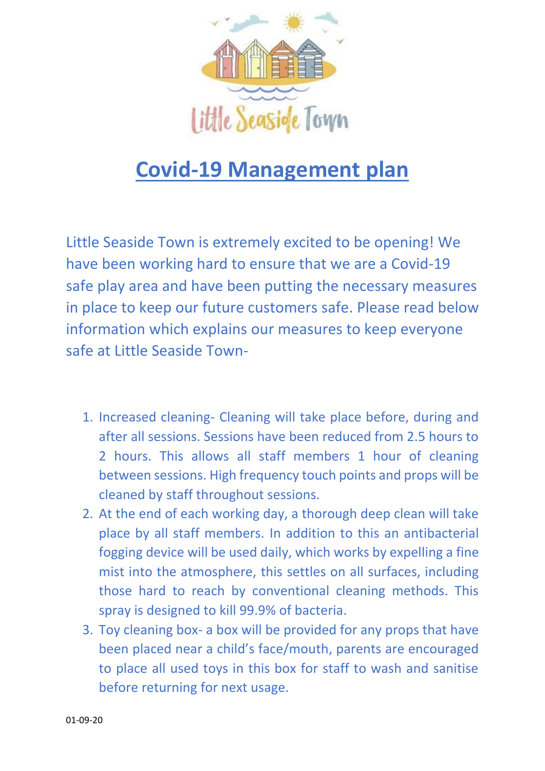# Covid-19 Management plan

Little Seaside Town is extremely excited to be opening! We have been working hard to ensure that we are a Covid-19 safe play area and have been putting the necessary measures in place to keep our future customers safe. Please read below information which explains our measures to keep everyone safe at Little Seaside Town-

1. Increased cleaning- Cleaning will take place before, during and after all sessions. Sessions have been reduced from 2.5 hours to 2 hours. This allows all staff members 1 hour of cleaning between sessions. High frequency touch points and props will be cleaned by staff throughout sessions.
2. At the end of each working day, a thorough deep clean will take place by all staff members. In addition to this an antibacterial fogging device will be used daily, which works by expelling a fine mist into the atmosphere, this settles on all surfaces, including those hard to reach by conventional cleaning methods. This spray is designed to kill 99.9% of bacteria.
3. Toy cleaning box- a box will be provided for any props that have been placed near a child's face/mouth, parents are encouraged to place all used toys in this box for staff to wash and sanitise before returning for next usage.

01-09-20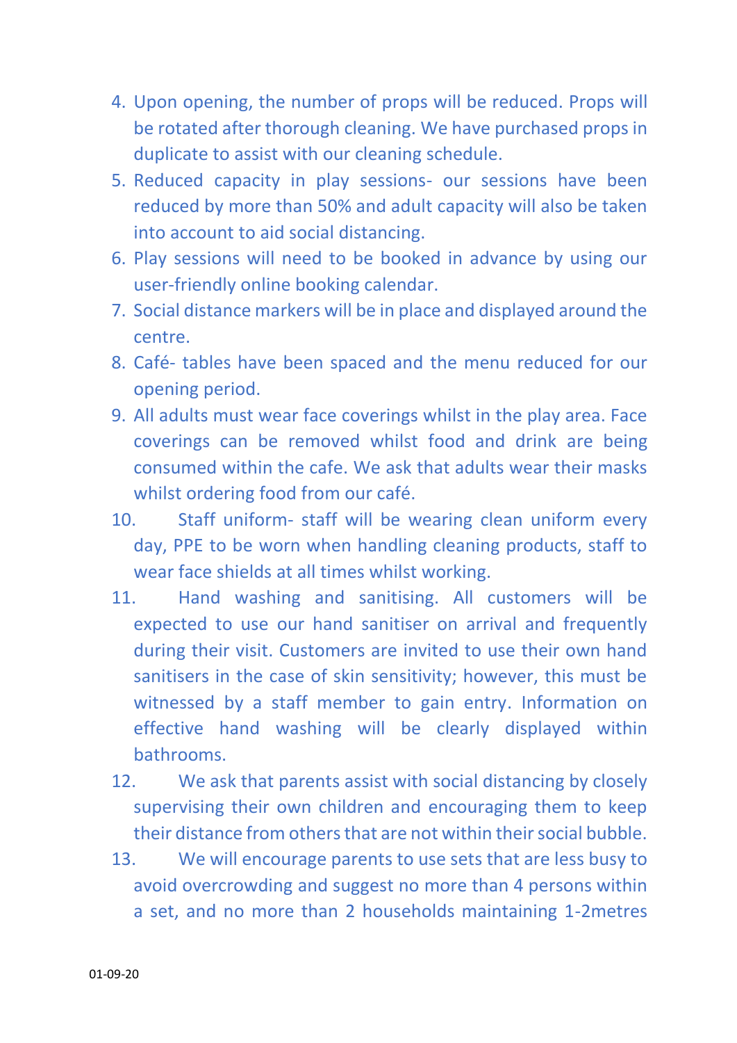4. Upon opening, the number of props will be reduced. Props will be rotated after thorough cleaning. We have purchased props in duplicate to assist with our cleaning schedule.
5. Reduced capacity in play sessions- our sessions have been reduced by more than 50% and adult capacity will also be taken into account to aid social distancing.
6. Play sessions will need to be booked in advance by using our user-friendly online booking calendar.
7. Social distance markers will be in place and displayed around the centre.
8. Café- tables have been spaced and the menu reduced for our opening period.
9. All adults must wear face coverings whilst in the play area. Face coverings can be removed whilst food and drink are being consumed within the cafe. We ask that adults wear their masks whilst ordering food from our café.
10. Staff uniform- staff will be wearing clean uniform every day, PPE to be worn when handling cleaning products, staff to wear face shields at all times whilst working.
11. Hand washing and sanitising. All customers will be expected to use our hand sanitiser on arrival and frequently during their visit. Customers are invited to use their own hand sanitisers in the case of skin sensitivity; however, this must be witnessed by a staff member to gain entry. Information on effective hand washing will be clearly displayed within bathrooms.
12. We ask that parents assist with social distancing by closely supervising their own children and encouraging them to keep their distance from others that are not within their social bubble.
13. We will encourage parents to use sets that are less busy to avoid overcrowding and suggest no more than 4 persons within a set, and no more than 2 households maintaining 1-2metres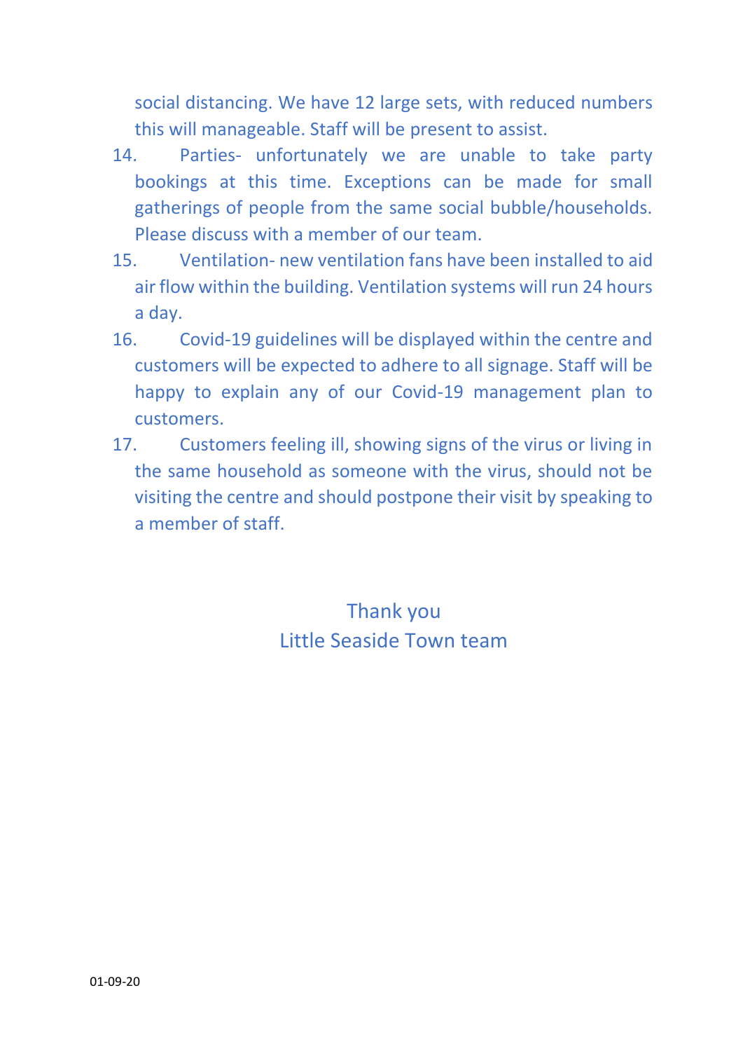social distancing. We have 12 large sets, with reduced numbers this will manageable. Staff will be present to assist.

14. Parties- unfortunately we are unable to take party bookings at this time. Exceptions can be made for small gatherings of people from the same social bubble/households. Please discuss with a member of our team.
15. Ventilation- new ventilation fans have been installed to aid air flow within the building. Ventilation systems will run 24 hours a day.
16. Covid-19 guidelines will be displayed within the centre and customers will be expected to adhere to all signage. Staff will be happy to explain any of our Covid-19 management plan to customers.
17. Customers feeling ill, showing signs of the virus or living in the same household as someone with the virus, should not be visiting the centre and should postpone their visit by speaking to a member of staff.

Thank you
Little Seaside Town team

01-09-20